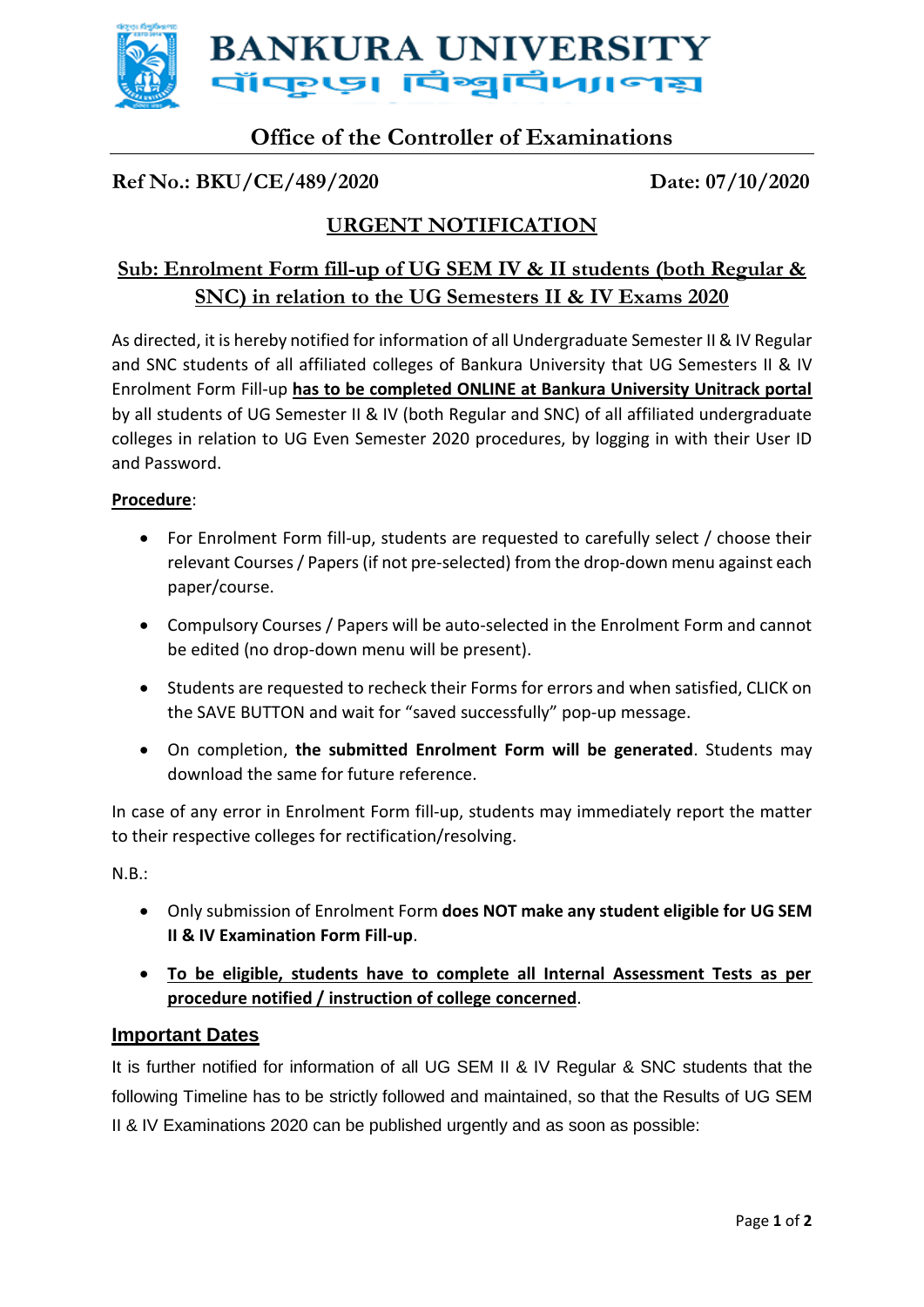# BANKURA UNIVERSITY

বাঁকুড়া বিশ্ববিদ্যালয়

## Office of the Controller of Examinations

**Ref No.: BKU/CE/489/2020** **Date: 07/10/2020**

## URGENT NOTIFICATION

### Sub: Enrolment Form fill-up of UG SEM IV & II students (both Regular & SNC) in relation to the UG Semesters II & IV Exams 2020

As directed, it is hereby notified for information of all Undergraduate Semester II & IV Regular and SNC students of all affiliated colleges of Bankura University that UG Semesters II & IV Enrolment Form Fill-up **has to be completed ONLINE at Bankura University Unitrack portal** by all students of UG Semester II & IV (both Regular and SNC) of all affiliated undergraduate colleges in relation to UG Even Semester 2020 procedures, by logging in with their User ID and Password.

**Procedure**:

- For Enrolment Form fill-up, students are requested to carefully select / choose their relevant Courses / Papers (if not pre-selected) from the drop-down menu against each paper/course.
- Compulsory Courses / Papers will be auto-selected in the Enrolment Form and cannot be edited (no drop-down menu will be present).
- Students are requested to recheck their Forms for errors and when satisfied, CLICK on the SAVE BUTTON and wait for "saved successfully" pop-up message.
- On completion, **the submitted Enrolment Form will be generated**. Students may download the same for future reference.

In case of any error in Enrolment Form fill-up, students may immediately report the matter to their respective colleges for rectification/resolving.

N.B.:

- Only submission of Enrolment Form **does NOT make any student eligible for UG SEM II & IV Examination Form Fill-up**.
- **To be eligible, students have to complete all Internal Assessment Tests as per procedure notified / instruction of college concerned**.

## Important Dates

It is further notified for information of all UG SEM II & IV Regular & SNC students that the following Timeline has to be strictly followed and maintained, so that the Results of UG SEM II & IV Examinations 2020 can be published urgently and as soon as possible: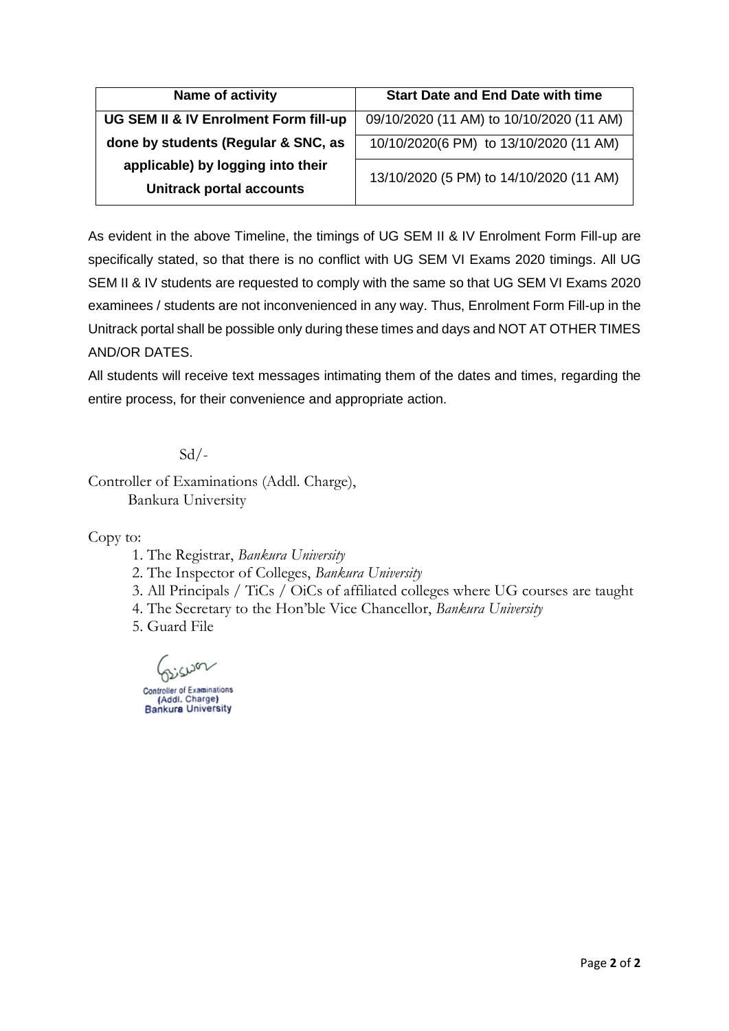| Name of activity | Start Date and End Date with time |
|---|---|
| **UG SEM II & IV Enrolment Form fill-up done by students (Regular & SNC, as applicable) by logging into their Unitrack portal accounts** | 09/10/2020 (11 AM) to 10/10/2020 (11 AM) |
| | 10/10/2020(6 PM) to 13/10/2020 (11 AM) |
| | 13/10/2020 (5 PM) to 14/10/2020 (11 AM) |

As evident in the above Timeline, the timings of UG SEM II & IV Enrolment Form Fill-up are specifically stated, so that there is no conflict with UG SEM VI Exams 2020 timings. All UG SEM II & IV students are requested to comply with the same so that UG SEM VI Exams 2020 examinees / students are not inconvenienced in any way. Thus, Enrolment Form Fill-up in the Unitrack portal shall be possible only during these times and days and NOT AT OTHER TIMES AND/OR DATES.

All students will receive text messages intimating them of the dates and times, regarding the entire process, for their convenience and appropriate action.

Sd/-

Controller of Examinations (Addl. Charge),
Bankura University

Copy to:

1. The Registrar, *Bankura University*
2. The Inspector of Colleges, *Bankura University*
3. All Principals / TiCs / OiCs of affiliated colleges where UG courses are taught
4. The Secretary to the Hon'ble Vice Chancellor, *Bankura University*
5. Guard File

Controller of Examinations
(Addl. Charge)
Bankura University